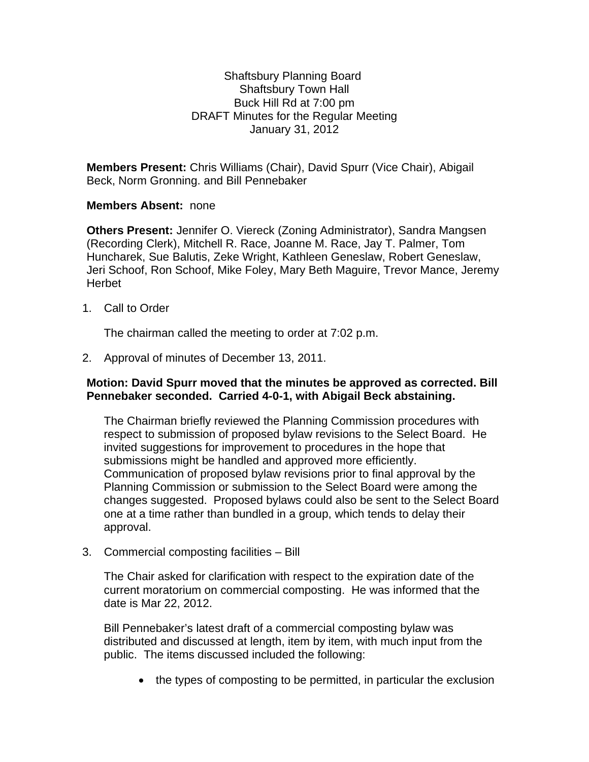Shaftsbury Planning Board
Shaftsbury Town Hall
Buck Hill Rd at 7:00 pm
DRAFT Minutes for the Regular Meeting
January 31, 2012

**Members Present:** Chris Williams (Chair), David Spurr (Vice Chair), Abigail Beck, Norm Gronning. and Bill Pennebaker

**Members Absent:** none

**Others Present:** Jennifer O. Viereck (Zoning Administrator), Sandra Mangsen (Recording Clerk), Mitchell R. Race, Joanne M. Race, Jay T. Palmer, Tom Huncharek, Sue Balutis, Zeke Wright, Kathleen Geneslaw, Robert Geneslaw, Jeri Schoof, Ron Schoof, Mike Foley, Mary Beth Maguire, Trevor Mance, Jeremy Herbet

1. Call to Order

   The chairman called the meeting to order at 7:02 p.m.

2. Approval of minutes of December 13, 2011.

**Motion: David Spurr moved that the minutes be approved as corrected. Bill Pennebaker seconded. Carried 4-0-1, with Abigail Beck abstaining.**

   The Chairman briefly reviewed the Planning Commission procedures with respect to submission of proposed bylaw revisions to the Select Board. He invited suggestions for improvement to procedures in the hope that submissions might be handled and approved more efficiently. Communication of proposed bylaw revisions prior to final approval by the Planning Commission or submission to the Select Board were among the changes suggested. Proposed bylaws could also be sent to the Select Board one at a time rather than bundled in a group, which tends to delay their approval.

3. Commercial composting facilities – Bill

   The Chair asked for clarification with respect to the expiration date of the current moratorium on commercial composting. He was informed that the date is Mar 22, 2012.

   Bill Pennebaker's latest draft of a commercial composting bylaw was distributed and discussed at length, item by item, with much input from the public. The items discussed included the following:

   - the types of composting to be permitted, in particular the exclusion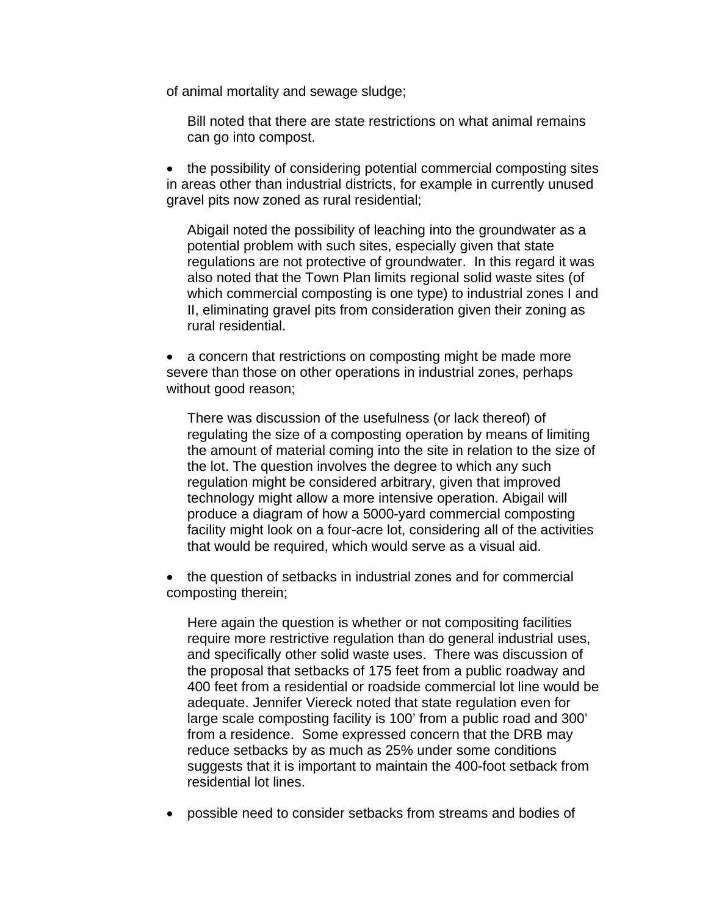of animal mortality and sewage sludge;

> Bill noted that there are state restrictions on what animal remains can go into compost.

- the possibility of considering potential commercial composting sites in areas other than industrial districts, for example in currently unused gravel pits now zoned as rural residential;

> Abigail noted the possibility of leaching into the groundwater as a potential problem with such sites, especially given that state regulations are not protective of groundwater. In this regard it was also noted that the Town Plan limits regional solid waste sites (of which commercial composting is one type) to industrial zones I and II, eliminating gravel pits from consideration given their zoning as rural residential.

- a concern that restrictions on composting might be made more severe than those on other operations in industrial zones, perhaps without good reason;

> There was discussion of the usefulness (or lack thereof) of regulating the size of a composting operation by means of limiting the amount of material coming into the site in relation to the size of the lot. The question involves the degree to which any such regulation might be considered arbitrary, given that improved technology might allow a more intensive operation. Abigail will produce a diagram of how a 5000-yard commercial composting facility might look on a four-acre lot, considering all of the activities that would be required, which would serve as a visual aid.

- the question of setbacks in industrial zones and for commercial composting therein;

> Here again the question is whether or not compositing facilities require more restrictive regulation than do general industrial uses, and specifically other solid waste uses. There was discussion of the proposal that setbacks of 175 feet from a public roadway and 400 feet from a residential or roadside commercial lot line would be adequate. Jennifer Viereck noted that state regulation even for large scale composting facility is 100' from a public road and 300' from a residence. Some expressed concern that the DRB may reduce setbacks by as much as 25% under some conditions suggests that it is important to maintain the 400-foot setback from residential lot lines.

- possible need to consider setbacks from streams and bodies of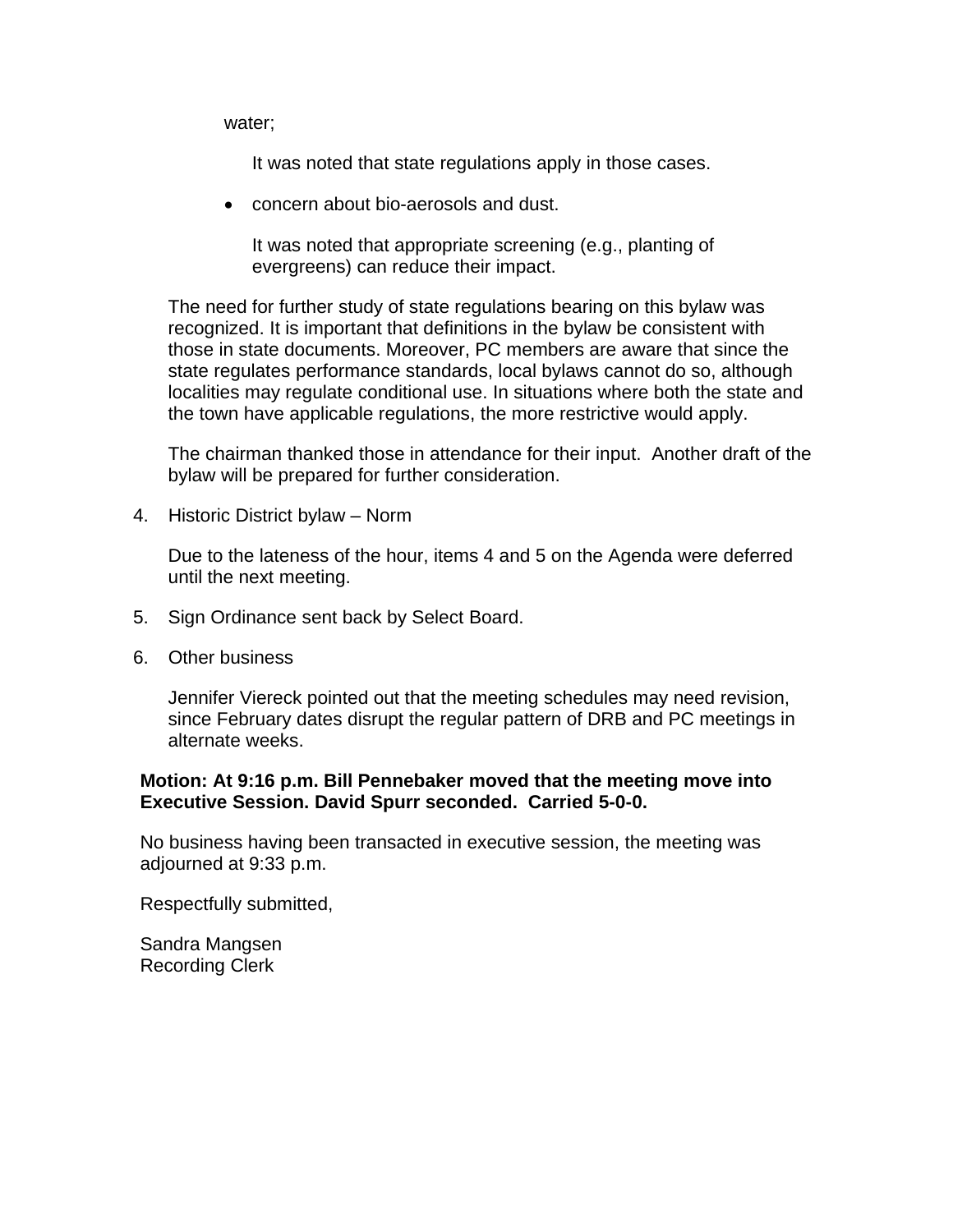water;

It was noted that state regulations apply in those cases.

- concern about bio-aerosols and dust.

  It was noted that appropriate screening (e.g., planting of evergreens) can reduce their impact.

The need for further study of state regulations bearing on this bylaw was recognized. It is important that definitions in the bylaw be consistent with those in state documents. Moreover, PC members are aware that since the state regulates performance standards, local bylaws cannot do so, although localities may regulate conditional use. In situations where both the state and the town have applicable regulations, the more restrictive would apply.

The chairman thanked those in attendance for their input. Another draft of the bylaw will be prepared for further consideration.

4. Historic District bylaw – Norm

   Due to the lateness of the hour, items 4 and 5 on the Agenda were deferred until the next meeting.

5. Sign Ordinance sent back by Select Board.

6. Other business

   Jennifer Viereck pointed out that the meeting schedules may need revision, since February dates disrupt the regular pattern of DRB and PC meetings in alternate weeks.

**Motion: At 9:16 p.m. Bill Pennebaker moved that the meeting move into Executive Session. David Spurr seconded. Carried 5-0-0.**

No business having been transacted in executive session, the meeting was adjourned at 9:33 p.m.

Respectfully submitted,

Sandra Mangsen
Recording Clerk